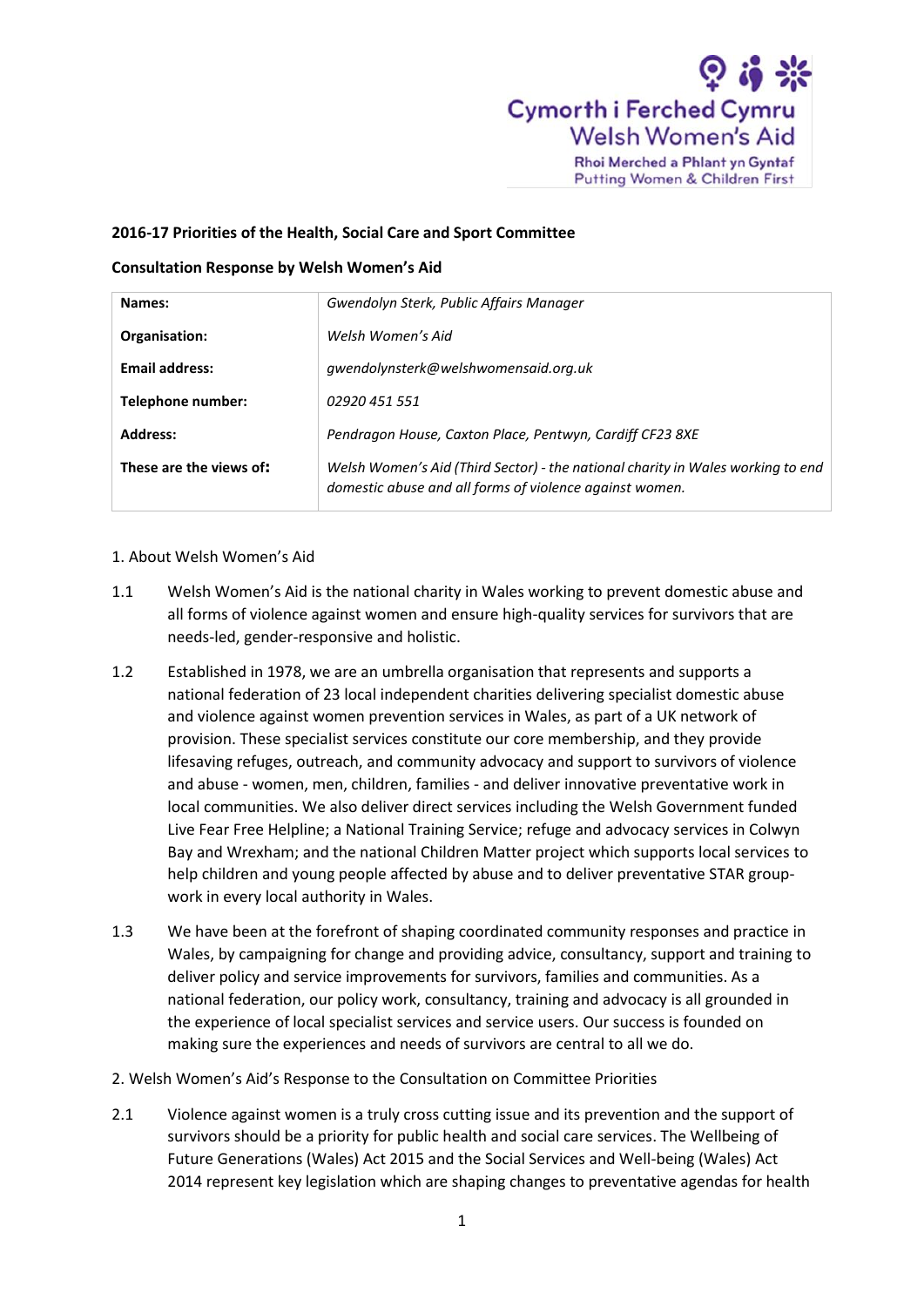Cymorth i Ferched Cymru
Welsh Women's Aid

Rhoi Merched a Phlant yn Gyntaf
Putting Women & Children First

**2016-17 Priorities of the Health, Social Care and Sport Committee**

**Consultation Response by Welsh Women's Aid**

| | |
|---|---|
| **Names:** | *Gwendolyn Sterk, Public Affairs Manager* |
| **Organisation:** | *Welsh Women's Aid* |
| **Email address:** | *gwendolynsterk@welshwomensaid.org.uk* |
| **Telephone number:** | *02920 451 551* |
| **Address:** | *Pendragon House, Caxton Place, Pentwyn, Cardiff CF23 8XE* |
| **These are the views of:** | *Welsh Women's Aid (Third Sector) - the national charity in Wales working to end domestic abuse and all forms of violence against women.* |

1. About Welsh Women's Aid

1.1 Welsh Women's Aid is the national charity in Wales working to prevent domestic abuse and all forms of violence against women and ensure high-quality services for survivors that are needs-led, gender-responsive and holistic.

1.2 Established in 1978, we are an umbrella organisation that represents and supports a national federation of 23 local independent charities delivering specialist domestic abuse and violence against women prevention services in Wales, as part of a UK network of provision. These specialist services constitute our core membership, and they provide lifesaving refuges, outreach, and community advocacy and support to survivors of violence and abuse - women, men, children, families - and deliver innovative preventative work in local communities. We also deliver direct services including the Welsh Government funded Live Fear Free Helpline; a National Training Service; refuge and advocacy services in Colwyn Bay and Wrexham; and the national Children Matter project which supports local services to help children and young people affected by abuse and to deliver preventative STAR group-work in every local authority in Wales.

1.3 We have been at the forefront of shaping coordinated community responses and practice in Wales, by campaigning for change and providing advice, consultancy, support and training to deliver policy and service improvements for survivors, families and communities. As a national federation, our policy work, consultancy, training and advocacy is all grounded in the experience of local specialist services and service users. Our success is founded on making sure the experiences and needs of survivors are central to all we do.

2. Welsh Women's Aid's Response to the Consultation on Committee Priorities

2.1 Violence against women is a truly cross cutting issue and its prevention and the support of survivors should be a priority for public health and social care services. The Wellbeing of Future Generations (Wales) Act 2015 and the Social Services and Well-being (Wales) Act 2014 represent key legislation which are shaping changes to preventative agendas for health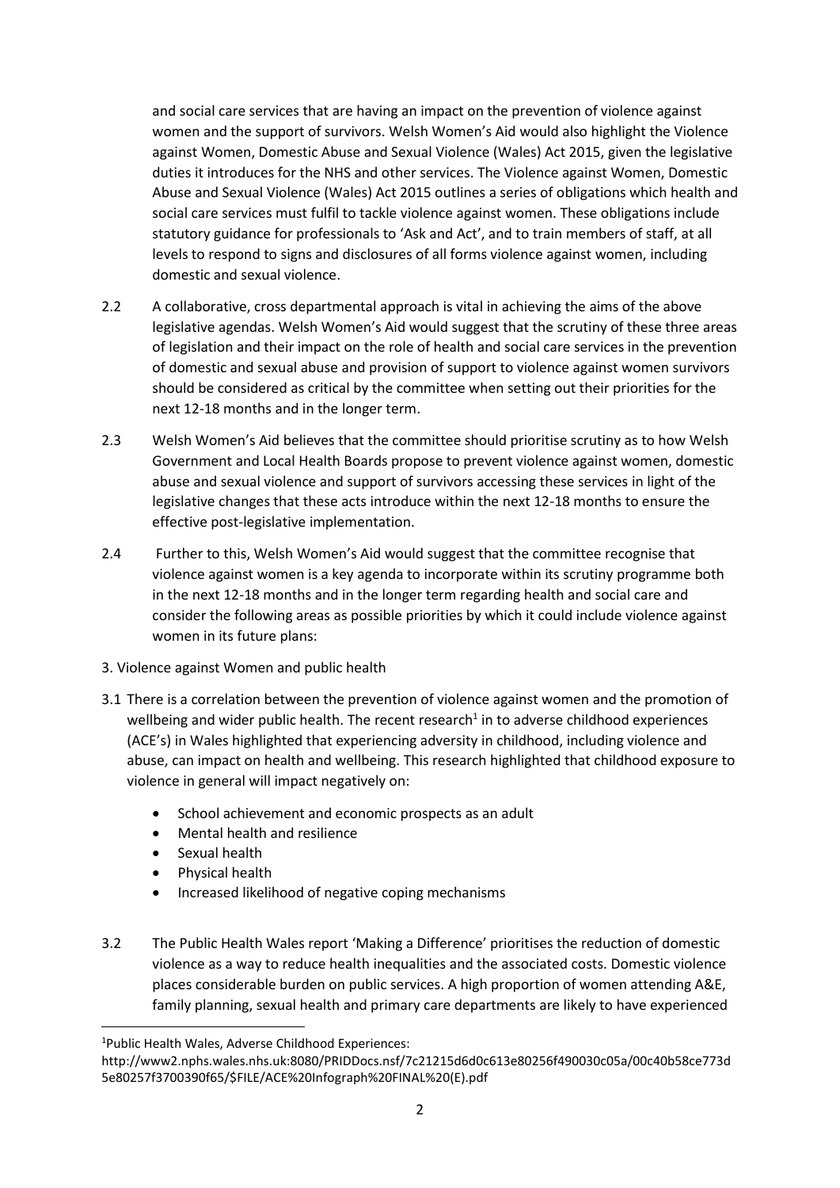and social care services that are having an impact on the prevention of violence against women and the support of survivors. Welsh Women's Aid would also highlight the Violence against Women, Domestic Abuse and Sexual Violence (Wales) Act 2015, given the legislative duties it introduces for the NHS and other services. The Violence against Women, Domestic Abuse and Sexual Violence (Wales) Act 2015 outlines a series of obligations which health and social care services must fulfil to tackle violence against women. These obligations include statutory guidance for professionals to 'Ask and Act', and to train members of staff, at all levels to respond to signs and disclosures of all forms violence against women, including domestic and sexual violence.

2.2 A collaborative, cross departmental approach is vital in achieving the aims of the above legislative agendas. Welsh Women's Aid would suggest that the scrutiny of these three areas of legislation and their impact on the role of health and social care services in the prevention of domestic and sexual abuse and provision of support to violence against women survivors should be considered as critical by the committee when setting out their priorities for the next 12-18 months and in the longer term.

2.3 Welsh Women's Aid believes that the committee should prioritise scrutiny as to how Welsh Government and Local Health Boards propose to prevent violence against women, domestic abuse and sexual violence and support of survivors accessing these services in light of the legislative changes that these acts introduce within the next 12-18 months to ensure the effective post-legislative implementation.

2.4 Further to this, Welsh Women's Aid would suggest that the committee recognise that violence against women is a key agenda to incorporate within its scrutiny programme both in the next 12-18 months and in the longer term regarding health and social care and consider the following areas as possible priorities by which it could include violence against women in its future plans:

3. Violence against Women and public health

3.1 There is a correlation between the prevention of violence against women and the promotion of wellbeing and wider public health. The recent research[1] in to adverse childhood experiences (ACE's) in Wales highlighted that experiencing adversity in childhood, including violence and abuse, can impact on health and wellbeing. This research highlighted that childhood exposure to violence in general will impact negatively on:

- School achievement and economic prospects as an adult
- Mental health and resilience
- Sexual health
- Physical health
- Increased likelihood of negative coping mechanisms

3.2 The Public Health Wales report 'Making a Difference' prioritises the reduction of domestic violence as a way to reduce health inequalities and the associated costs. Domestic violence places considerable burden on public services. A high proportion of women attending A&E, family planning, sexual health and primary care departments are likely to have experienced

[1] Public Health Wales, Adverse Childhood Experiences: http://www2.nphs.wales.nhs.uk:8080/PRIDDocs.nsf/7c21215d6d0c613e80256f490030c05a/00c40b58ce773d5e80257f3700390f65/$FILE/ACE%20Infograph%20FINAL%20(E).pdf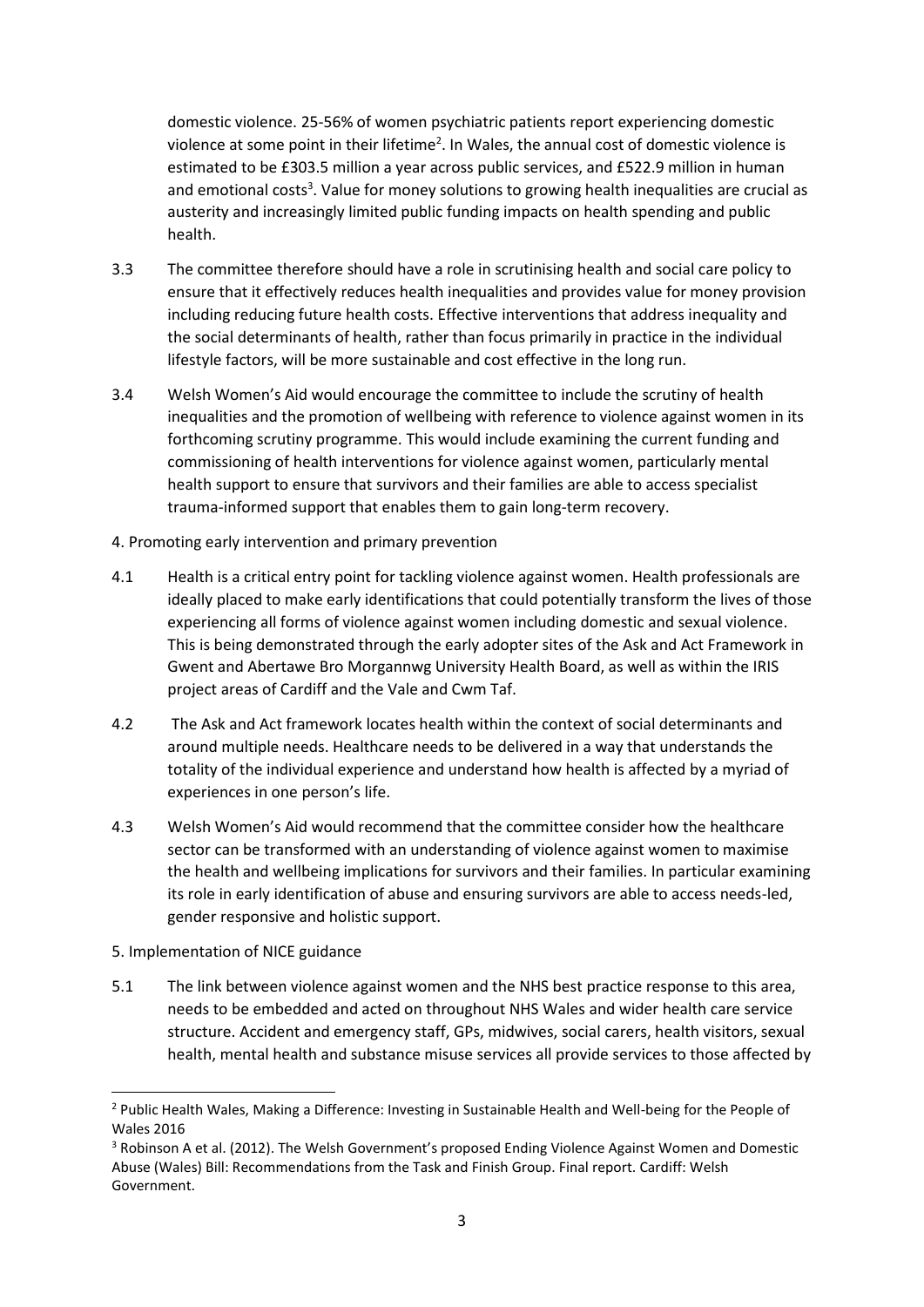domestic violence. 25-56% of women psychiatric patients report experiencing domestic violence at some point in their lifetime[2]. In Wales, the annual cost of domestic violence is estimated to be £303.5 million a year across public services, and £522.9 million in human and emotional costs[3]. Value for money solutions to growing health inequalities are crucial as austerity and increasingly limited public funding impacts on health spending and public health.

3.3 The committee therefore should have a role in scrutinising health and social care policy to ensure that it effectively reduces health inequalities and provides value for money provision including reducing future health costs. Effective interventions that address inequality and the social determinants of health, rather than focus primarily in practice in the individual lifestyle factors, will be more sustainable and cost effective in the long run.

3.4 Welsh Women's Aid would encourage the committee to include the scrutiny of health inequalities and the promotion of wellbeing with reference to violence against women in its forthcoming scrutiny programme. This would include examining the current funding and commissioning of health interventions for violence against women, particularly mental health support to ensure that survivors and their families are able to access specialist trauma-informed support that enables them to gain long-term recovery.

4. Promoting early intervention and primary prevention

4.1 Health is a critical entry point for tackling violence against women. Health professionals are ideally placed to make early identifications that could potentially transform the lives of those experiencing all forms of violence against women including domestic and sexual violence. This is being demonstrated through the early adopter sites of the Ask and Act Framework in Gwent and Abertawe Bro Morgannwg University Health Board, as well as within the IRIS project areas of Cardiff and the Vale and Cwm Taf.

4.2 The Ask and Act framework locates health within the context of social determinants and around multiple needs. Healthcare needs to be delivered in a way that understands the totality of the individual experience and understand how health is affected by a myriad of experiences in one person's life.

4.3 Welsh Women's Aid would recommend that the committee consider how the healthcare sector can be transformed with an understanding of violence against women to maximise the health and wellbeing implications for survivors and their families. In particular examining its role in early identification of abuse and ensuring survivors are able to access needs-led, gender responsive and holistic support.

5. Implementation of NICE guidance

5.1 The link between violence against women and the NHS best practice response to this area, needs to be embedded and acted on throughout NHS Wales and wider health care service structure. Accident and emergency staff, GPs, midwives, social carers, health visitors, sexual health, mental health and substance misuse services all provide services to those affected by

---

[2] Public Health Wales, Making a Difference: Investing in Sustainable Health and Well-being for the People of Wales 2016

[3] Robinson A et al. (2012). The Welsh Government's proposed Ending Violence Against Women and Domestic Abuse (Wales) Bill: Recommendations from the Task and Finish Group. Final report. Cardiff: Welsh Government.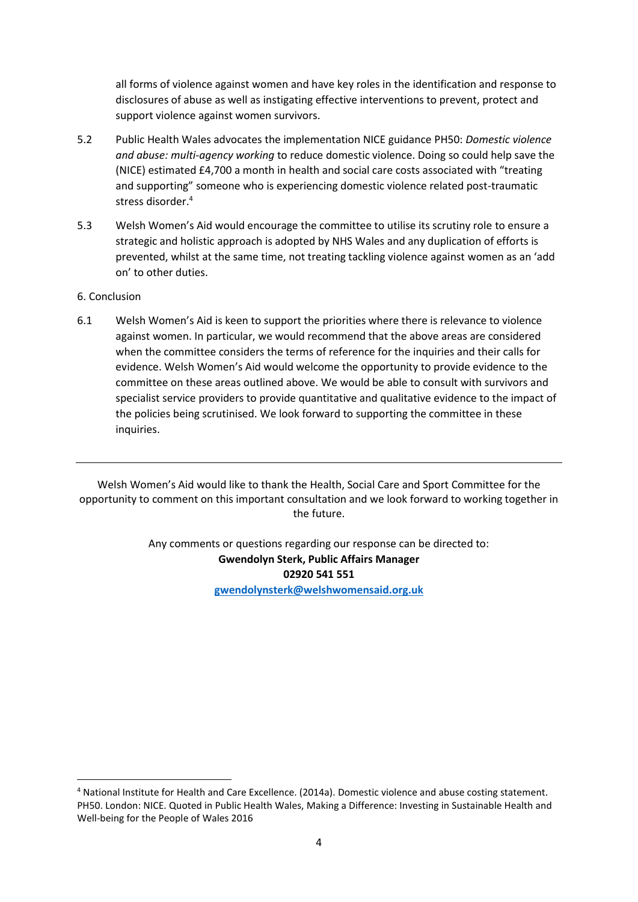all forms of violence against women and have key roles in the identification and response to disclosures of abuse as well as instigating effective interventions to prevent, protect and support violence against women survivors.

5.2 Public Health Wales advocates the implementation NICE guidance PH50: *Domestic violence and abuse: multi-agency working* to reduce domestic violence. Doing so could help save the (NICE) estimated £4,700 a month in health and social care costs associated with "treating and supporting" someone who is experiencing domestic violence related post-traumatic stress disorder.[4]

5.3 Welsh Women's Aid would encourage the committee to utilise its scrutiny role to ensure a strategic and holistic approach is adopted by NHS Wales and any duplication of efforts is prevented, whilst at the same time, not treating tackling violence against women as an 'add on' to other duties.

6. Conclusion

6.1 Welsh Women's Aid is keen to support the priorities where there is relevance to violence against women. In particular, we would recommend that the above areas are considered when the committee considers the terms of reference for the inquiries and their calls for evidence. Welsh Women's Aid would welcome the opportunity to provide evidence to the committee on these areas outlined above. We would be able to consult with survivors and specialist service providers to provide quantitative and qualitative evidence to the impact of the policies being scrutinised. We look forward to supporting the committee in these inquiries.

---

Welsh Women's Aid would like to thank the Health, Social Care and Sport Committee for the opportunity to comment on this important consultation and we look forward to working together in the future.

Any comments or questions regarding our response can be directed to:
**Gwendolyn Sterk, Public Affairs Manager**
**02920 541 551**
**gwendolynsterk@welshwomensaid.org.uk**

---

[4] National Institute for Health and Care Excellence. (2014a). Domestic violence and abuse costing statement. PH50. London: NICE. Quoted in Public Health Wales, Making a Difference: Investing in Sustainable Health and Well-being for the People of Wales 2016